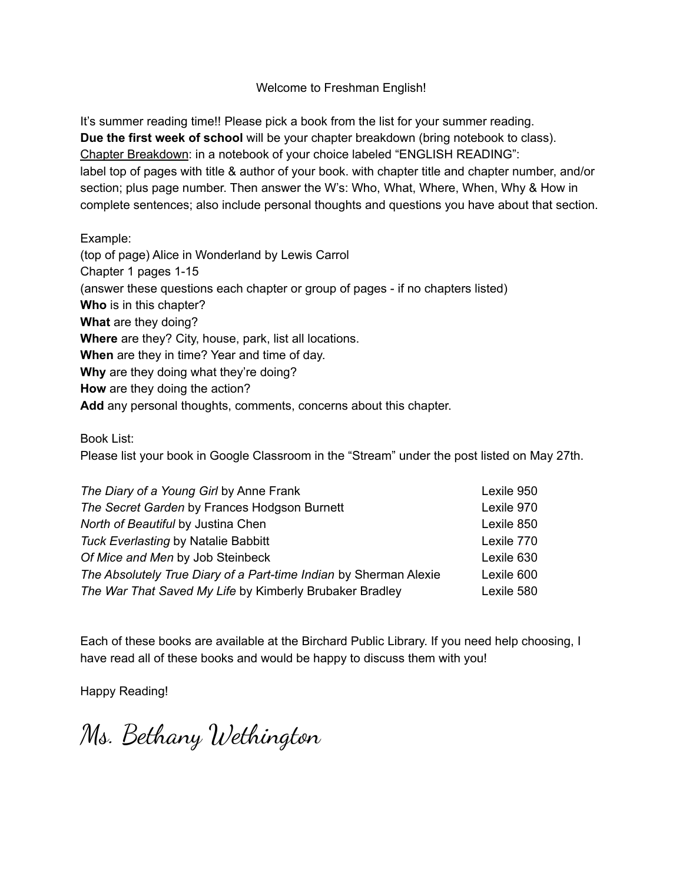Welcome to Freshman English!

It's summer reading time!! Please pick a book from the list for your summer reading.
**Due the first week of school** will be your chapter breakdown (bring notebook to class).
<u>Chapter Breakdown</u>: in a notebook of your choice labeled "ENGLISH READING":
label top of pages with title & author of your book. with chapter title and chapter number, and/or section; plus page number. Then answer the W's: Who, What, Where, When, Why & How in complete sentences; also include personal thoughts and questions you have about that section.

Example:
(top of page) Alice in Wonderland by Lewis Carrol
Chapter 1 pages 1-15
(answer these questions each chapter or group of pages - if no chapters listed)
**Who** is in this chapter?
**What** are they doing?
**Where** are they? City, house, park, list all locations.
**When** are they in time? Year and time of day.
**Why** are they doing what they're doing?
**How** are they doing the action?
**Add** any personal thoughts, comments, concerns about this chapter.

Book List:
Please list your book in Google Classroom in the "Stream" under the post listed on May 27th.

| Book | Lexile |
|---|---|
| *The Diary of a Young Girl* by Anne Frank | Lexile 950 |
| *The Secret Garden* by Frances Hodgson Burnett | Lexile 970 |
| *North of Beautiful* by Justina Chen | Lexile 850 |
| *Tuck Everlasting* by Natalie Babbitt | Lexile 770 |
| *Of Mice and Men* by Job Steinbeck | Lexile 630 |
| *The Absolutely True Diary of a Part-time Indian* by Sherman Alexie | Lexile 600 |
| *The War That Saved My Life* by Kimberly Brubaker Bradley | Lexile 580 |

Each of these books are available at the Birchard Public Library. If you need help choosing, I have read all of these books and would be happy to discuss them with you!

Happy Reading!

Ms. Bethany Wethington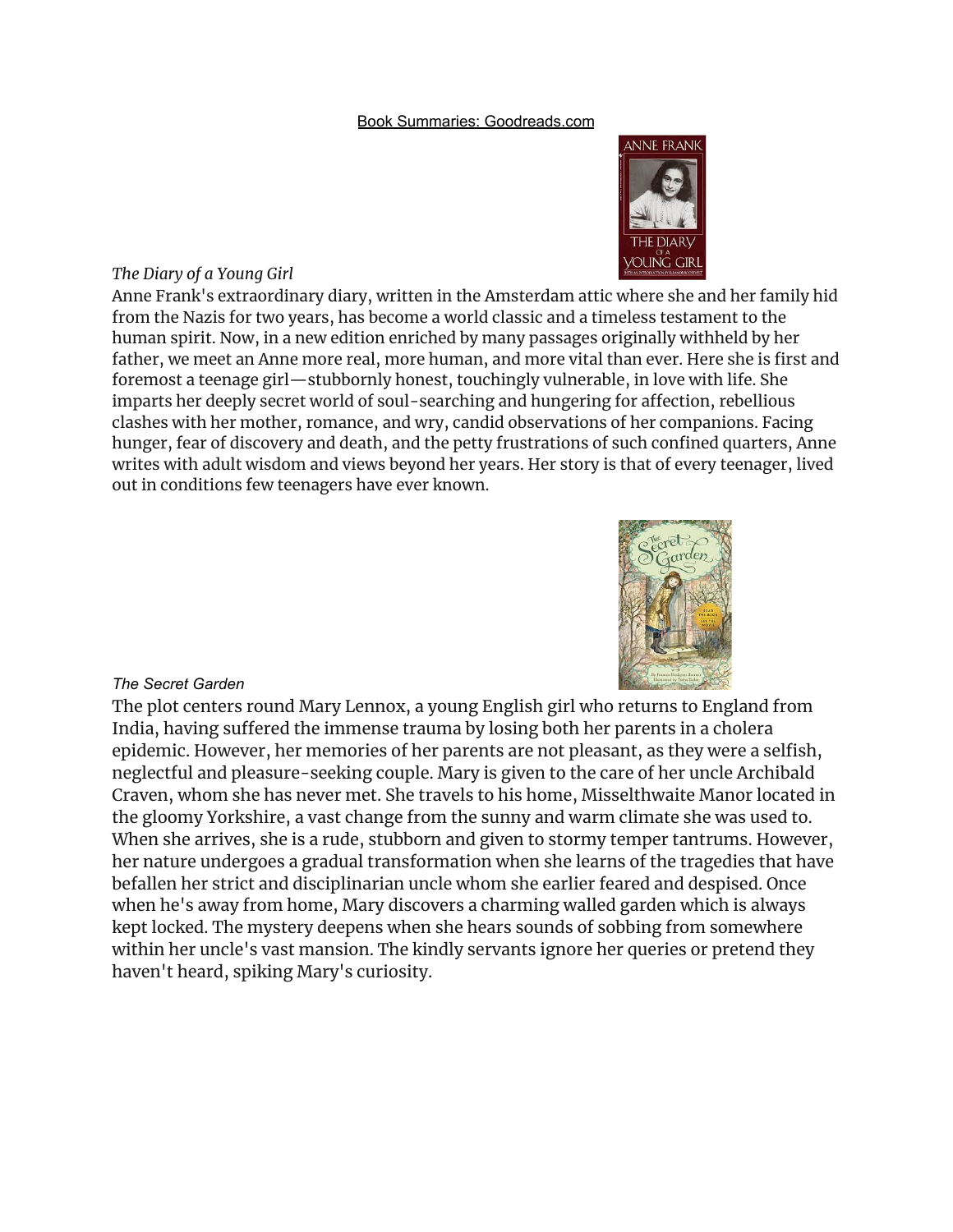Book Summaries: Goodreads.com

*The Diary of a Young Girl*

Anne Frank's extraordinary diary, written in the Amsterdam attic where she and her family hid from the Nazis for two years, has become a world classic and a timeless testament to the human spirit. Now, in a new edition enriched by many passages originally withheld by her father, we meet an Anne more real, more human, and more vital than ever. Here she is first and foremost a teenage girl—stubbornly honest, touchingly vulnerable, in love with life. She imparts her deeply secret world of soul-searching and hungering for affection, rebellious clashes with her mother, romance, and wry, candid observations of her companions. Facing hunger, fear of discovery and death, and the petty frustrations of such confined quarters, Anne writes with adult wisdom and views beyond her years. Her story is that of every teenager, lived out in conditions few teenagers have ever known.

*The Secret Garden*

The plot centers round Mary Lennox, a young English girl who returns to England from India, having suffered the immense trauma by losing both her parents in a cholera epidemic. However, her memories of her parents are not pleasant, as they were a selfish, neglectful and pleasure-seeking couple. Mary is given to the care of her uncle Archibald Craven, whom she has never met. She travels to his home, Misselthwaite Manor located in the gloomy Yorkshire, a vast change from the sunny and warm climate she was used to. When she arrives, she is a rude, stubborn and given to stormy temper tantrums. However, her nature undergoes a gradual transformation when she learns of the tragedies that have befallen her strict and disciplinarian uncle whom she earlier feared and despised. Once when he's away from home, Mary discovers a charming walled garden which is always kept locked. The mystery deepens when she hears sounds of sobbing from somewhere within her uncle's vast mansion. The kindly servants ignore her queries or pretend they haven't heard, spiking Mary's curiosity.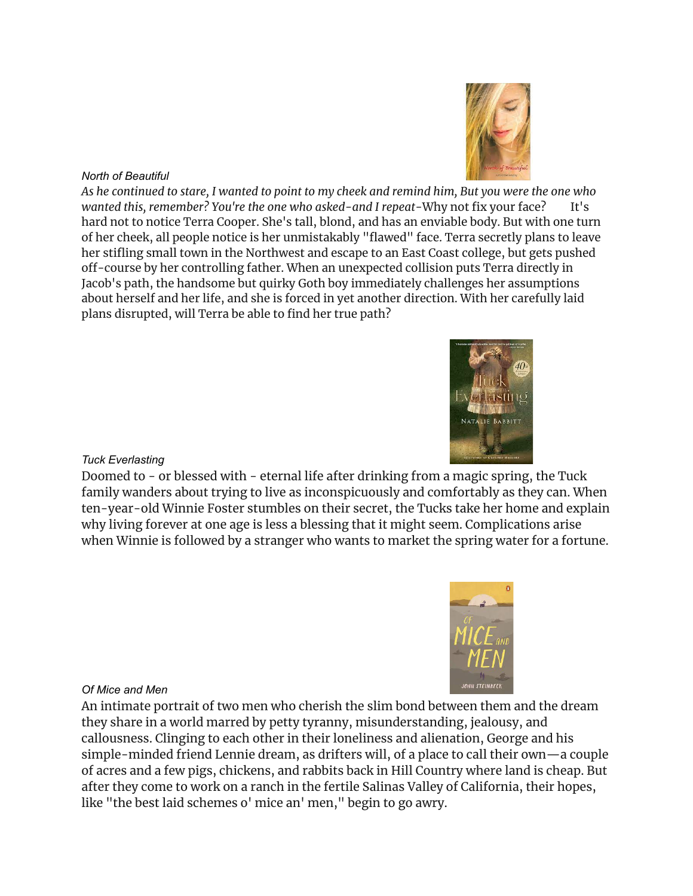*North of Beautiful*

*As he continued to stare, I wanted to point to my cheek and remind him, But you were the one who wanted this, remember? You're the one who asked-and I repeat*-Why not fix your face? It's hard not to notice Terra Cooper. She's tall, blond, and has an enviable body. But with one turn of her cheek, all people notice is her unmistakably "flawed" face. Terra secretly plans to leave her stifling small town in the Northwest and escape to an East Coast college, but gets pushed off-course by her controlling father. When an unexpected collision puts Terra directly in Jacob's path, the handsome but quirky Goth boy immediately challenges her assumptions about herself and her life, and she is forced in yet another direction. With her carefully laid plans disrupted, will Terra be able to find her true path?

*Tuck Everlasting*

Doomed to - or blessed with - eternal life after drinking from a magic spring, the Tuck family wanders about trying to live as inconspicuously and comfortably as they can. When ten-year-old Winnie Foster stumbles on their secret, the Tucks take her home and explain why living forever at one age is less a blessing that it might seem. Complications arise when Winnie is followed by a stranger who wants to market the spring water for a fortune.

*Of Mice and Men*

An intimate portrait of two men who cherish the slim bond between them and the dream they share in a world marred by petty tyranny, misunderstanding, jealousy, and callousness. Clinging to each other in their loneliness and alienation, George and his simple-minded friend Lennie dream, as drifters will, of a place to call their own—a couple of acres and a few pigs, chickens, and rabbits back in Hill Country where land is cheap. But after they come to work on a ranch in the fertile Salinas Valley of California, their hopes, like "the best laid schemes o' mice an' men," begin to go awry.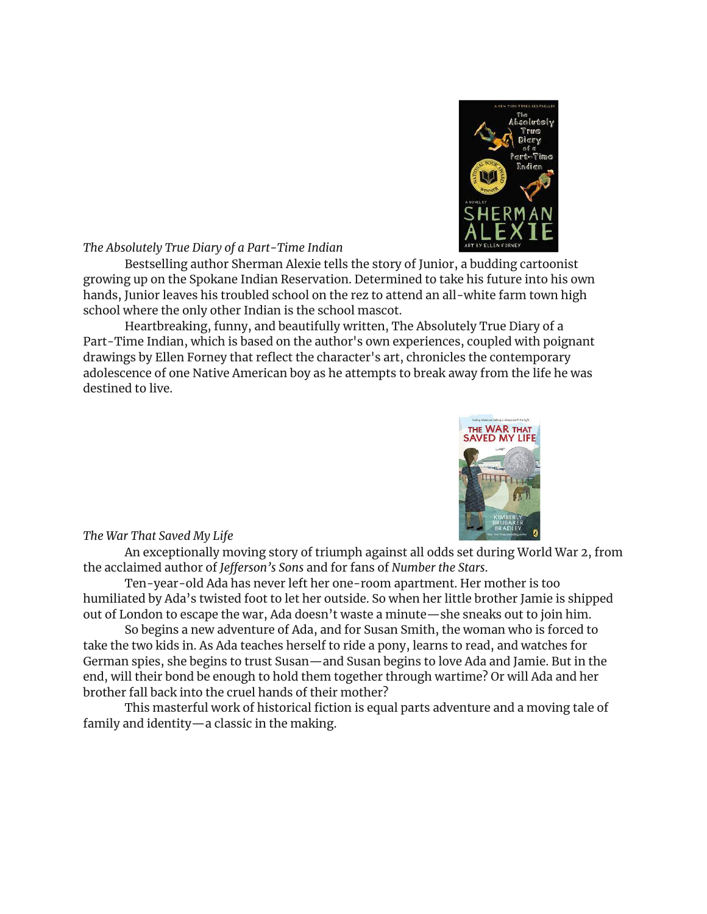*The Absolutely True Diary of a Part-Time Indian*

Bestselling author Sherman Alexie tells the story of Junior, a budding cartoonist growing up on the Spokane Indian Reservation. Determined to take his future into his own hands, Junior leaves his troubled school on the rez to attend an all-white farm town high school where the only other Indian is the school mascot.

Heartbreaking, funny, and beautifully written, The Absolutely True Diary of a Part-Time Indian, which is based on the author's own experiences, coupled with poignant drawings by Ellen Forney that reflect the character's art, chronicles the contemporary adolescence of one Native American boy as he attempts to break away from the life he was destined to live.

*The War That Saved My Life*

An exceptionally moving story of triumph against all odds set during World War 2, from the acclaimed author of *Jefferson's Sons* and for fans of *Number the Stars*.

Ten-year-old Ada has never left her one-room apartment. Her mother is too humiliated by Ada's twisted foot to let her outside. So when her little brother Jamie is shipped out of London to escape the war, Ada doesn't waste a minute—she sneaks out to join him.

So begins a new adventure of Ada, and for Susan Smith, the woman who is forced to take the two kids in. As Ada teaches herself to ride a pony, learns to read, and watches for German spies, she begins to trust Susan—and Susan begins to love Ada and Jamie. But in the end, will their bond be enough to hold them together through wartime? Or will Ada and her brother fall back into the cruel hands of their mother?

This masterful work of historical fiction is equal parts adventure and a moving tale of family and identity—a classic in the making.